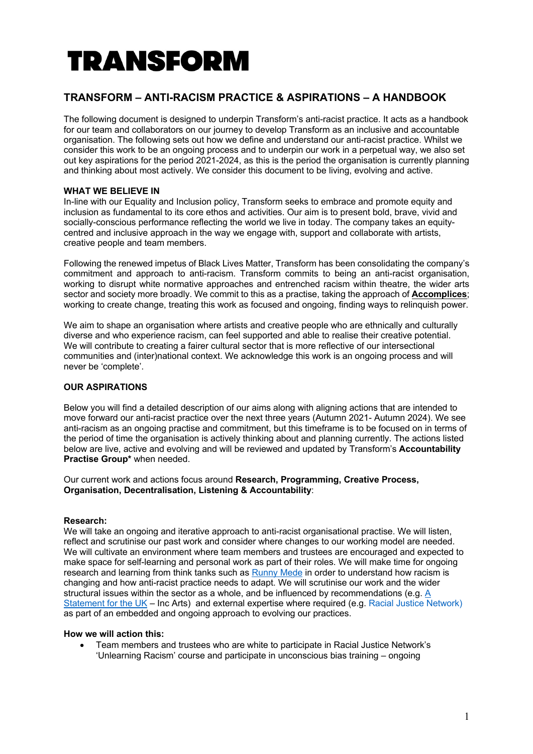# TRANSFORM

## TRANSFORM – ANTI-RACISM PRACTICE & ASPIRATIONS – A HANDBOOK

The following document is designed to underpin Transform's anti-racist practice. It acts as a handbook for our team and collaborators on our journey to develop Transform as an inclusive and accountable organisation. The following sets out how we define and understand our anti-racist practice. Whilst we consider this work to be an ongoing process and to underpin our work in a perpetual way, we also set out key aspirations for the period 2021-2024, as this is the period the organisation is currently planning and thinking about most actively. We consider this document to be living, evolving and active.

**WHAT WE BELIEVE IN**

In-line with our Equality and Inclusion policy, Transform seeks to embrace and promote equity and inclusion as fundamental to its core ethos and activities. Our aim is to present bold, brave, vivid and socially-conscious performance reflecting the world we live in today. The company takes an equity-centred and inclusive approach in the way we engage with, support and collaborate with artists, creative people and team members.

Following the renewed impetus of Black Lives Matter, Transform has been consolidating the company's commitment and approach to anti-racism. Transform commits to being an anti-racist organisation, working to disrupt white normative approaches and entrenched racism within theatre, the wider arts sector and society more broadly. We commit to this as a practise, taking the approach of **Accomplices**; working to create change, treating this work as focused and ongoing, finding ways to relinquish power.

We aim to shape an organisation where artists and creative people who are ethnically and culturally diverse and who experience racism, can feel supported and able to realise their creative potential. We will contribute to creating a fairer cultural sector that is more reflective of our intersectional communities and (inter)national context. We acknowledge this work is an ongoing process and will never be 'complete'.

**OUR ASPIRATIONS**

Below you will find a detailed description of our aims along with aligning actions that are intended to move forward our anti-racist practice over the next three years (Autumn 2021- Autumn 2024). We see anti-racism as an ongoing practise and commitment, but this timeframe is to be focused on in terms of the period of time the organisation is actively thinking about and planning currently. The actions listed below are live, active and evolving and will be reviewed and updated by Transform's **Accountability Practise Group*** when needed.

Our current work and actions focus around **Research, Programming, Creative Process, Organisation, Decentralisation, Listening & Accountability**:

**Research:**

We will take an ongoing and iterative approach to anti-racist organisational practise. We will listen, reflect and scrutinise our past work and consider where changes to our working model are needed. We will cultivate an environment where team members and trustees are encouraged and expected to make space for self-learning and personal work as part of their roles. We will make time for ongoing research and learning from think tanks such as Runny Mede in order to understand how racism is changing and how anti-racist practice needs to adapt. We will scrutinise our work and the wider structural issues within the sector as a whole, and be influenced by recommendations (e.g. A Statement for the UK – Inc Arts) and external expertise where required (e.g. Racial Justice Network) as part of an embedded and ongoing approach to evolving our practices.

**How we will action this:**

- Team members and trustees who are white to participate in Racial Justice Network's 'Unlearning Racism' course and participate in unconscious bias training – ongoing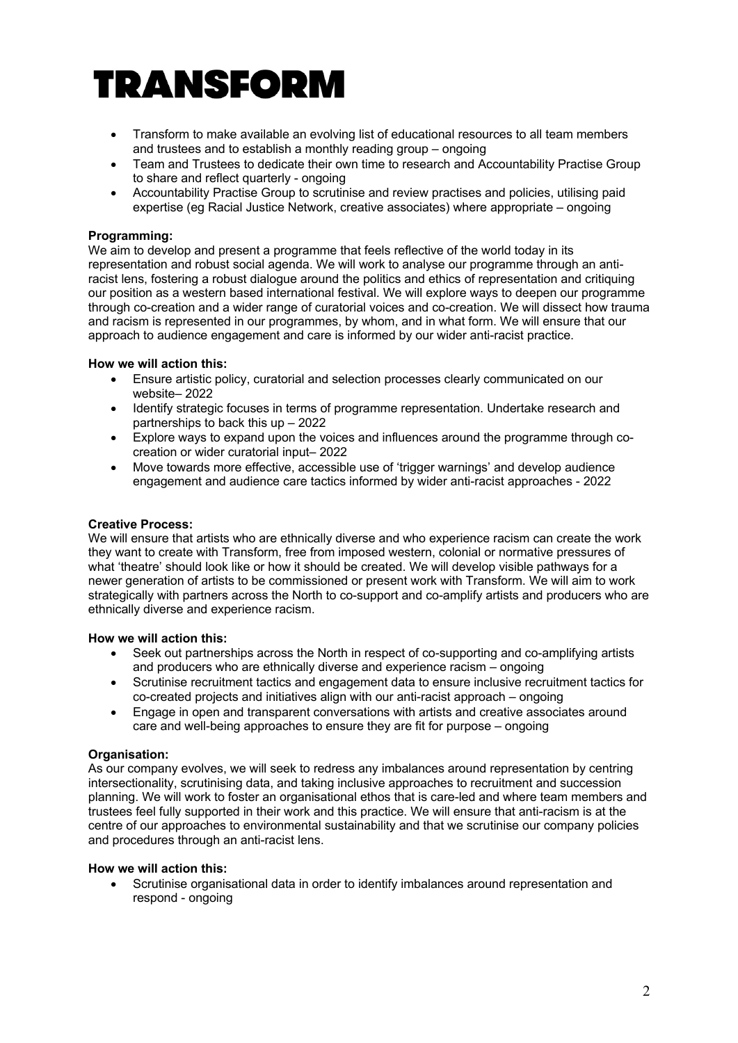# TRANSFORM

- Transform to make available an evolving list of educational resources to all team members and trustees and to establish a monthly reading group – ongoing
- Team and Trustees to dedicate their own time to research and Accountability Practise Group to share and reflect quarterly - ongoing
- Accountability Practise Group to scrutinise and review practises and policies, utilising paid expertise (eg Racial Justice Network, creative associates) where appropriate – ongoing

**Programming:**
We aim to develop and present a programme that feels reflective of the world today in its representation and robust social agenda. We will work to analyse our programme through an anti-racist lens, fostering a robust dialogue around the politics and ethics of representation and critiquing our position as a western based international festival. We will explore ways to deepen our programme through co-creation and a wider range of curatorial voices and co-creation. We will dissect how trauma and racism is represented in our programmes, by whom, and in what form. We will ensure that our approach to audience engagement and care is informed by our wider anti-racist practice.

**How we will action this:**

- Ensure artistic policy, curatorial and selection processes clearly communicated on our website– 2022
- Identify strategic focuses in terms of programme representation. Undertake research and partnerships to back this up – 2022
- Explore ways to expand upon the voices and influences around the programme through co-creation or wider curatorial input– 2022
- Move towards more effective, accessible use of 'trigger warnings' and develop audience engagement and audience care tactics informed by wider anti-racist approaches - 2022

**Creative Process:**
We will ensure that artists who are ethnically diverse and who experience racism can create the work they want to create with Transform, free from imposed western, colonial or normative pressures of what 'theatre' should look like or how it should be created. We will develop visible pathways for a newer generation of artists to be commissioned or present work with Transform. We will aim to work strategically with partners across the North to co-support and co-amplify artists and producers who are ethnically diverse and experience racism.

**How we will action this:**

- Seek out partnerships across the North in respect of co-supporting and co-amplifying artists and producers who are ethnically diverse and experience racism – ongoing
- Scrutinise recruitment tactics and engagement data to ensure inclusive recruitment tactics for co-created projects and initiatives align with our anti-racist approach – ongoing
- Engage in open and transparent conversations with artists and creative associates around care and well-being approaches to ensure they are fit for purpose – ongoing

**Organisation:**
As our company evolves, we will seek to redress any imbalances around representation by centring intersectionality, scrutinising data, and taking inclusive approaches to recruitment and succession planning. We will work to foster an organisational ethos that is care-led and where team members and trustees feel fully supported in their work and this practice. We will ensure that anti-racism is at the centre of our approaches to environmental sustainability and that we scrutinise our company policies and procedures through an anti-racist lens.

**How we will action this:**

- Scrutinise organisational data in order to identify imbalances around representation and respond - ongoing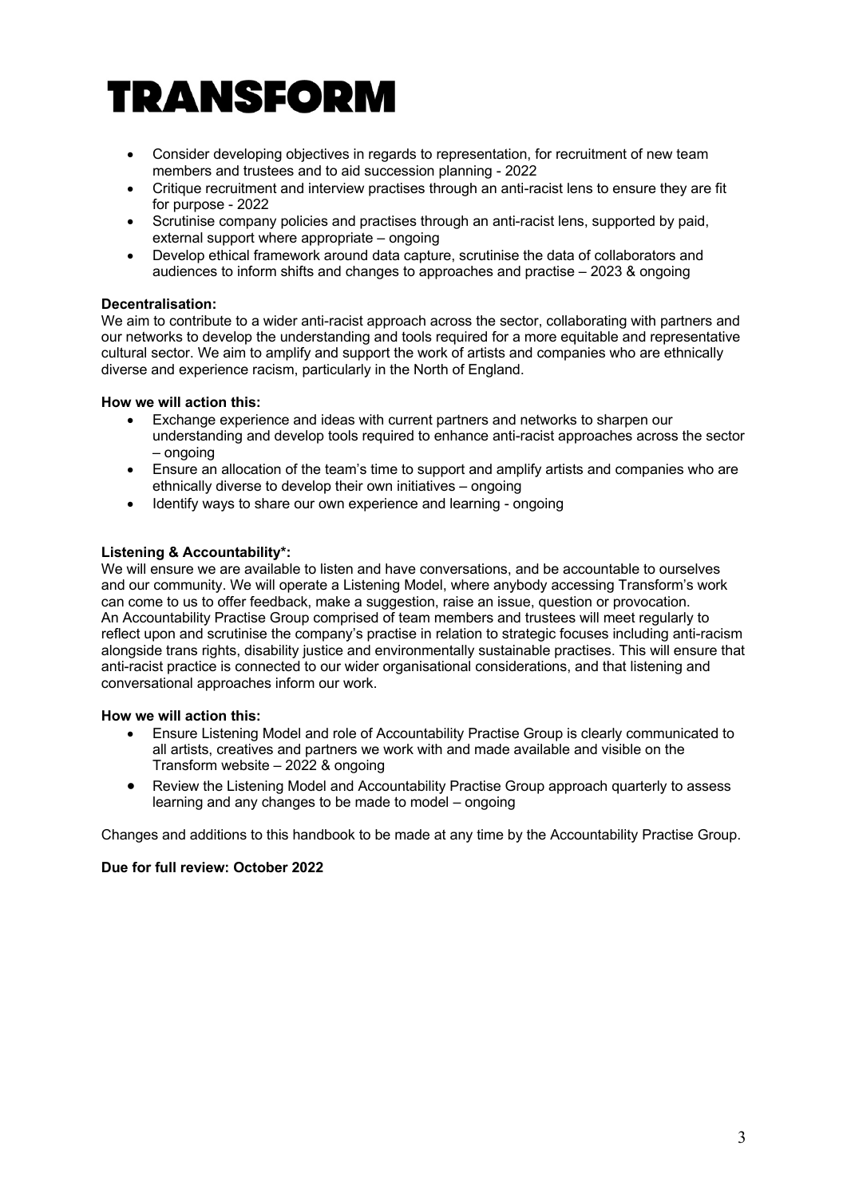- Consider developing objectives in regards to representation, for recruitment of new team members and trustees and to aid succession planning - 2022
- Critique recruitment and interview practises through an anti-racist lens to ensure they are fit for purpose - 2022
- Scrutinise company policies and practises through an anti-racist lens, supported by paid, external support where appropriate – ongoing
- Develop ethical framework around data capture, scrutinise the data of collaborators and audiences to inform shifts and changes to approaches and practise – 2023 & ongoing

**Decentralisation:**
We aim to contribute to a wider anti-racist approach across the sector, collaborating with partners and our networks to develop the understanding and tools required for a more equitable and representative cultural sector. We aim to amplify and support the work of artists and companies who are ethnically diverse and experience racism, particularly in the North of England.

**How we will action this:**

- Exchange experience and ideas with current partners and networks to sharpen our understanding and develop tools required to enhance anti-racist approaches across the sector – ongoing
- Ensure an allocation of the team's time to support and amplify artists and companies who are ethnically diverse to develop their own initiatives – ongoing
- Identify ways to share our own experience and learning - ongoing

**Listening & Accountability*:**
We will ensure we are available to listen and have conversations, and be accountable to ourselves and our community. We will operate a Listening Model, where anybody accessing Transform's work can come to us to offer feedback, make a suggestion, raise an issue, question or provocation. An Accountability Practise Group comprised of team members and trustees will meet regularly to reflect upon and scrutinise the company's practise in relation to strategic focuses including anti-racism alongside trans rights, disability justice and environmentally sustainable practises. This will ensure that anti-racist practice is connected to our wider organisational considerations, and that listening and conversational approaches inform our work.

**How we will action this:**

- Ensure Listening Model and role of Accountability Practise Group is clearly communicated to all artists, creatives and partners we work with and made available and visible on the Transform website – 2022 & ongoing
- Review the Listening Model and Accountability Practise Group approach quarterly to assess learning and any changes to be made to model – ongoing

Changes and additions to this handbook to be made at any time by the Accountability Practise Group.

**Due for full review: October 2022**